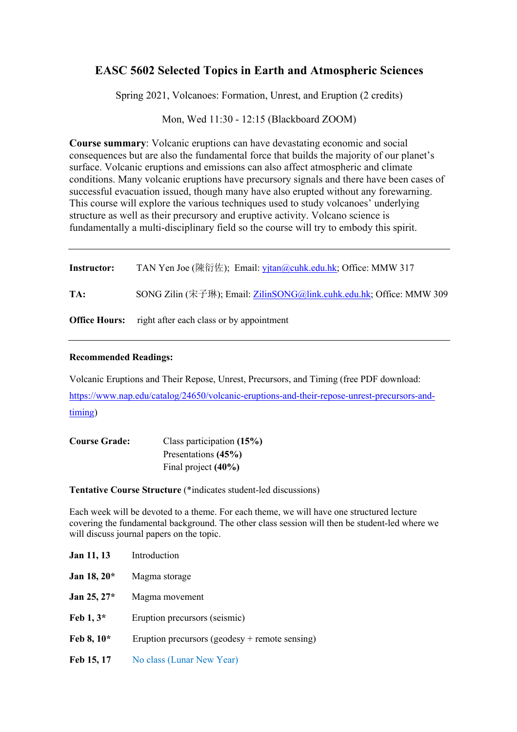# EASC 5602 Selected Topics in Earth and Atmospheric Sciences

Spring 2021, Volcanoes: Formation, Unrest, and Eruption (2 credits)

Mon, Wed 11:30 - 12:15 (Blackboard ZOOM)

**Course summary**: Volcanic eruptions can have devastating economic and social consequences but are also the fundamental force that builds the majority of our planet's surface. Volcanic eruptions and emissions can also affect atmospheric and climate conditions. Many volcanic eruptions have precursory signals and there have been cases of successful evacuation issued, though many have also erupted without any forewarning. This course will explore the various techniques used to study volcanoes' underlying structure as well as their precursory and eruptive activity. Volcano science is fundamentally a multi-disciplinary field so the course will try to embody this spirit.

---

**Instructor:** TAN Yen Joe (陳衍佐); Email: yjtan@cuhk.edu.hk; Office: MMW 317

**TA:** SONG Zilin (宋子琳); Email: ZilinSONG@link.cuhk.edu.hk; Office: MMW 309

**Office Hours:** right after each class or by appointment

---

**Recommended Readings:**

Volcanic Eruptions and Their Repose, Unrest, Precursors, and Timing (free PDF download: https://www.nap.edu/catalog/24650/volcanic-eruptions-and-their-repose-unrest-precursors-and-timing)

**Course Grade:**

Class participation **(15%)**
Presentations **(45%)**
Final project **(40%)**

**Tentative Course Structure** (*indicates student-led discussions)

Each week will be devoted to a theme. For each theme, we will have one structured lecture covering the fundamental background. The other class session will then be student-led where we will discuss journal papers on the topic.

**Jan 11, 13** Introduction

**Jan 18, 20*** Magma storage

**Jan 25, 27*** Magma movement

**Feb 1, 3*** Eruption precursors (seismic)

**Feb 8, 10*** Eruption precursors (geodesy + remote sensing)

**Feb 15, 17** No class (Lunar New Year)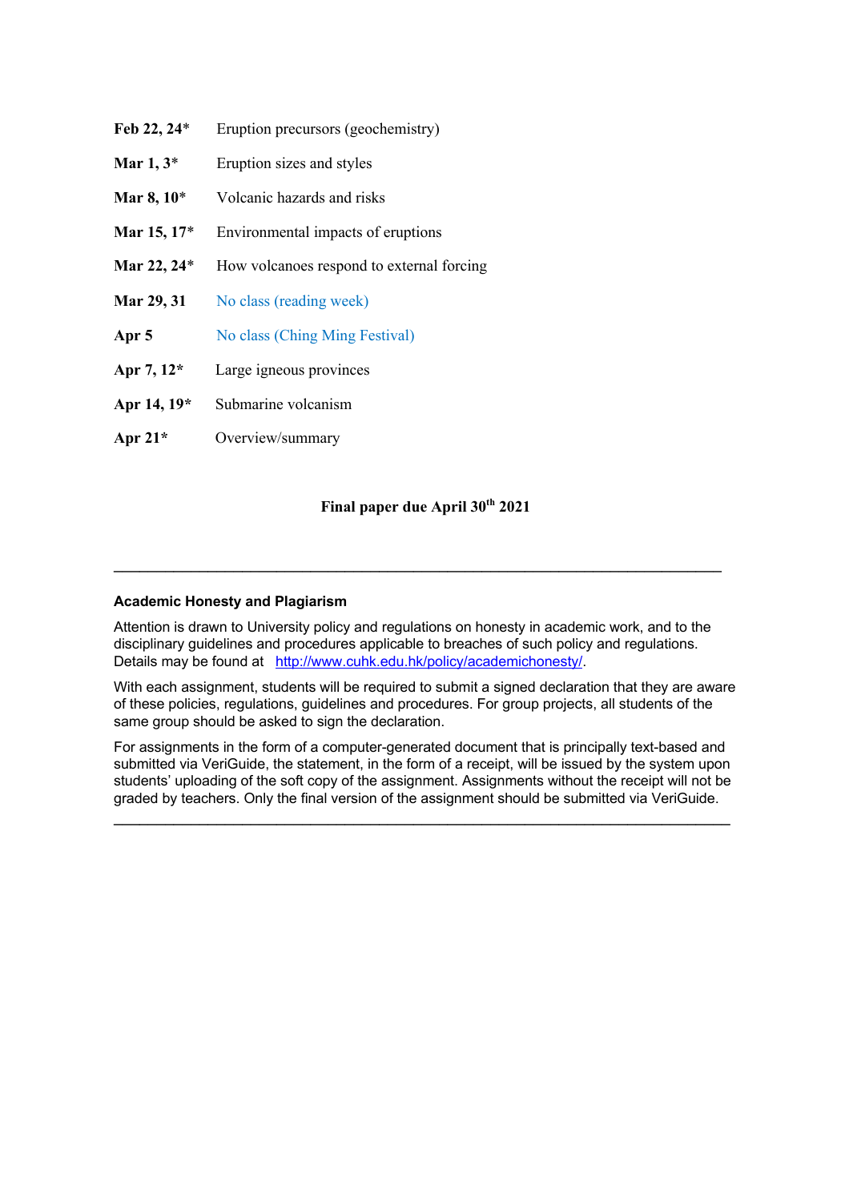| | |
|---|---|
| **Feb 22, 24*** | Eruption precursors (geochemistry) |
| **Mar 1, 3*** | Eruption sizes and styles |
| **Mar 8, 10*** | Volcanic hazards and risks |
| **Mar 15, 17*** | Environmental impacts of eruptions |
| **Mar 22, 24*** | How volcanoes respond to external forcing |
| **Mar 29, 31** | No class (reading week) |
| **Apr 5** | No class (Ching Ming Festival) |
| **Apr 7, 12*** | Large igneous provinces |
| **Apr 14, 19*** | Submarine volcanism |
| **Apr 21*** | Overview/summary |

**Final paper due April 30th 2021**

---

**Academic Honesty and Plagiarism**

Attention is drawn to University policy and regulations on honesty in academic work, and to the disciplinary guidelines and procedures applicable to breaches of such policy and regulations. Details may be found at http://www.cuhk.edu.hk/policy/academichonesty/.

With each assignment, students will be required to submit a signed declaration that they are aware of these policies, regulations, guidelines and procedures. For group projects, all students of the same group should be asked to sign the declaration.

For assignments in the form of a computer-generated document that is principally text-based and submitted via VeriGuide, the statement, in the form of a receipt, will be issued by the system upon students' uploading of the soft copy of the assignment. Assignments without the receipt will not be graded by teachers. Only the final version of the assignment should be submitted via VeriGuide.

---